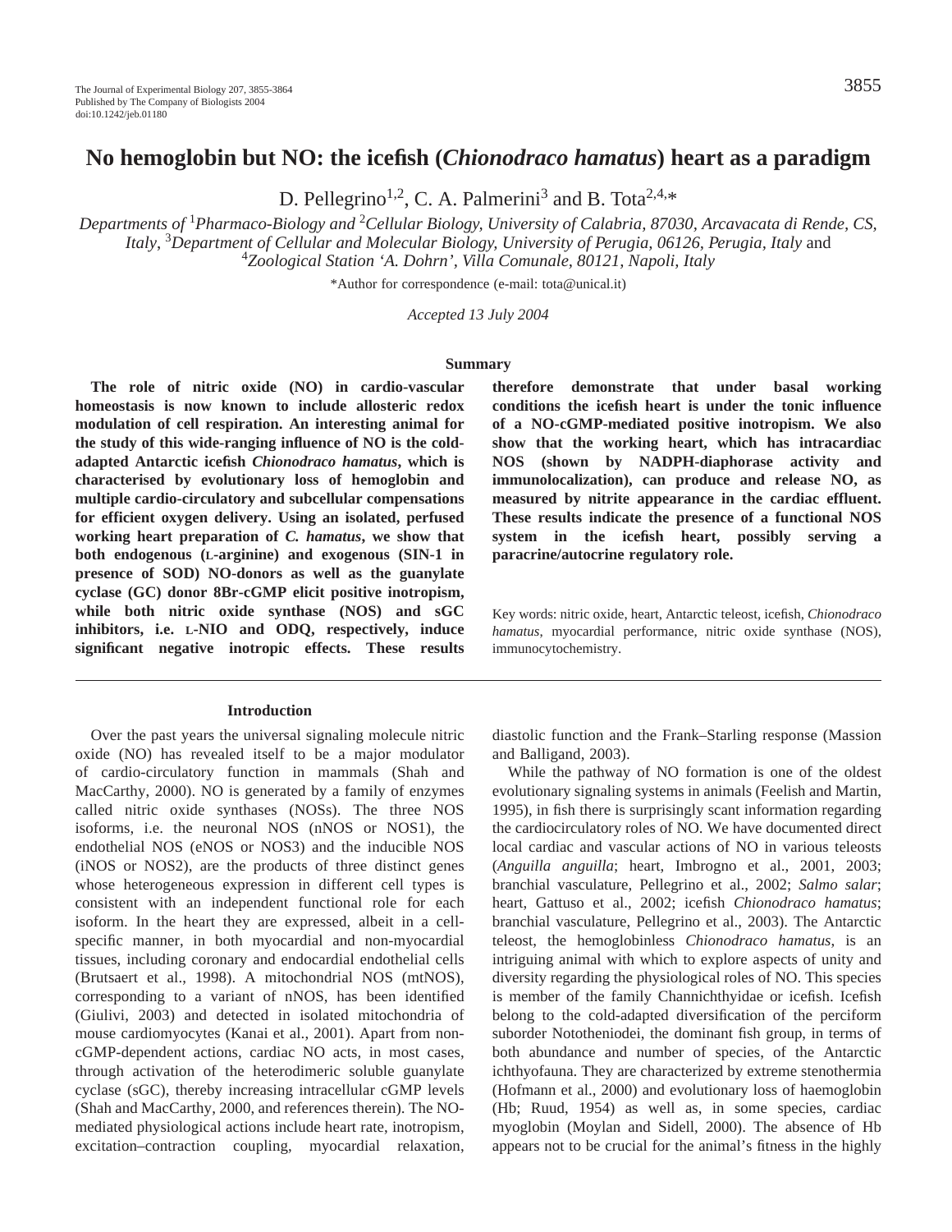# No hemoglobin but NO: the icefish (*Chionodraco hamatus*) heart as a paradigm

D. Pellegrino[1,2], C. A. Palmerini[3] and B. Tota[2,4,*]

*Departments of [1]Pharmaco-Biology and [2]Cellular Biology, University of Calabria, 87030, Arcavacata di Rende, CS, Italy, [3]Department of Cellular and Molecular Biology, University of Perugia, 06126, Perugia, Italy* and *[4]Zoological Station 'A. Dohrn', Villa Comunale, 80121, Napoli, Italy*

*Author for correspondence (e-mail: tota@unical.it)

*Accepted 13 July 2004*

## Summary

**The role of nitric oxide (NO) in cardio-vascular homeostasis is now known to include allosteric redox modulation of cell respiration. An interesting animal for the study of this wide-ranging influence of NO is the cold-adapted Antarctic icefish *Chionodraco hamatus*, which is characterised by evolutionary loss of hemoglobin and multiple cardio-circulatory and subcellular compensations for efficient oxygen delivery. Using an isolated, perfused working heart preparation of *C. hamatus*, we show that both endogenous (L-arginine) and exogenous (SIN-1 in presence of SOD) NO-donors as well as the guanylate cyclase (GC) donor 8Br-cGMP elicit positive inotropism, while both nitric oxide synthase (NOS) and sGC inhibitors, i.e. L-NIO and ODQ, respectively, induce significant negative inotropic effects. These results therefore demonstrate that under basal working conditions the icefish heart is under the tonic influence of a NO-cGMP-mediated positive inotropism. We also show that the working heart, which has intracardiac NOS (shown by NADPH-diaphorase activity and immunolocalization), can produce and release NO, as measured by nitrite appearance in the cardiac effluent. These results indicate the presence of a functional NOS system in the icefish heart, possibly serving a paracrine/autocrine regulatory role.**

Key words: nitric oxide, heart, Antarctic teleost, icefish, *Chionodraco hamatus*, myocardial performance, nitric oxide synthase (NOS), immunocytochemistry.

## Introduction

Over the past years the universal signaling molecule nitric oxide (NO) has revealed itself to be a major modulator of cardio-circulatory function in mammals (Shah and MacCarthy, 2000). NO is generated by a family of enzymes called nitric oxide synthases (NOSs). The three NOS isoforms, i.e. the neuronal NOS (nNOS or NOS1), the endothelial NOS (eNOS or NOS3) and the inducible NOS (iNOS or NOS2), are the products of three distinct genes whose heterogeneous expression in different cell types is consistent with an independent functional role for each isoform. In the heart they are expressed, albeit in a cell-specific manner, in both myocardial and non-myocardial tissues, including coronary and endocardial endothelial cells (Brutsaert et al., 1998). A mitochondrial NOS (mtNOS), corresponding to a variant of nNOS, has been identified (Giulivi, 2003) and detected in isolated mitochondria of mouse cardiomyocytes (Kanai et al., 2001). Apart from non-cGMP-dependent actions, cardiac NO acts, in most cases, through activation of the heterodimeric soluble guanylate cyclase (sGC), thereby increasing intracellular cGMP levels (Shah and MacCarthy, 2000, and references therein). The NO-mediated physiological actions include heart rate, inotropism, excitation–contraction coupling, myocardial relaxation, diastolic function and the Frank–Starling response (Massion and Balligand, 2003).

While the pathway of NO formation is one of the oldest evolutionary signaling systems in animals (Feelish and Martin, 1995), in fish there is surprisingly scant information regarding the cardiocirculatory roles of NO. We have documented direct local cardiac and vascular actions of NO in various teleosts (*Anguilla anguilla*; heart, Imbrogno et al., 2001, 2003; branchial vasculature, Pellegrino et al., 2002; *Salmo salar*; heart, Gattuso et al., 2002; icefish *Chionodraco hamatus*; branchial vasculature, Pellegrino et al., 2003). The Antarctic teleost, the hemoglobinless *Chionodraco hamatus*, is an intriguing animal with which to explore aspects of unity and diversity regarding the physiological roles of NO. This species is member of the family Channichthyidae or icefish. Icefish belong to the cold-adapted diversification of the perciform suborder Notothenioidei, the dominant fish group, in terms of both abundance and number of species, of the Antarctic ichthyofauna. They are characterized by extreme stenothermia (Hofmann et al., 2000) and evolutionary loss of haemoglobin (Hb; Ruud, 1954) as well as, in some species, cardiac myoglobin (Moylan and Sidell, 2000). The absence of Hb appears not to be crucial for the animal's fitness in the highly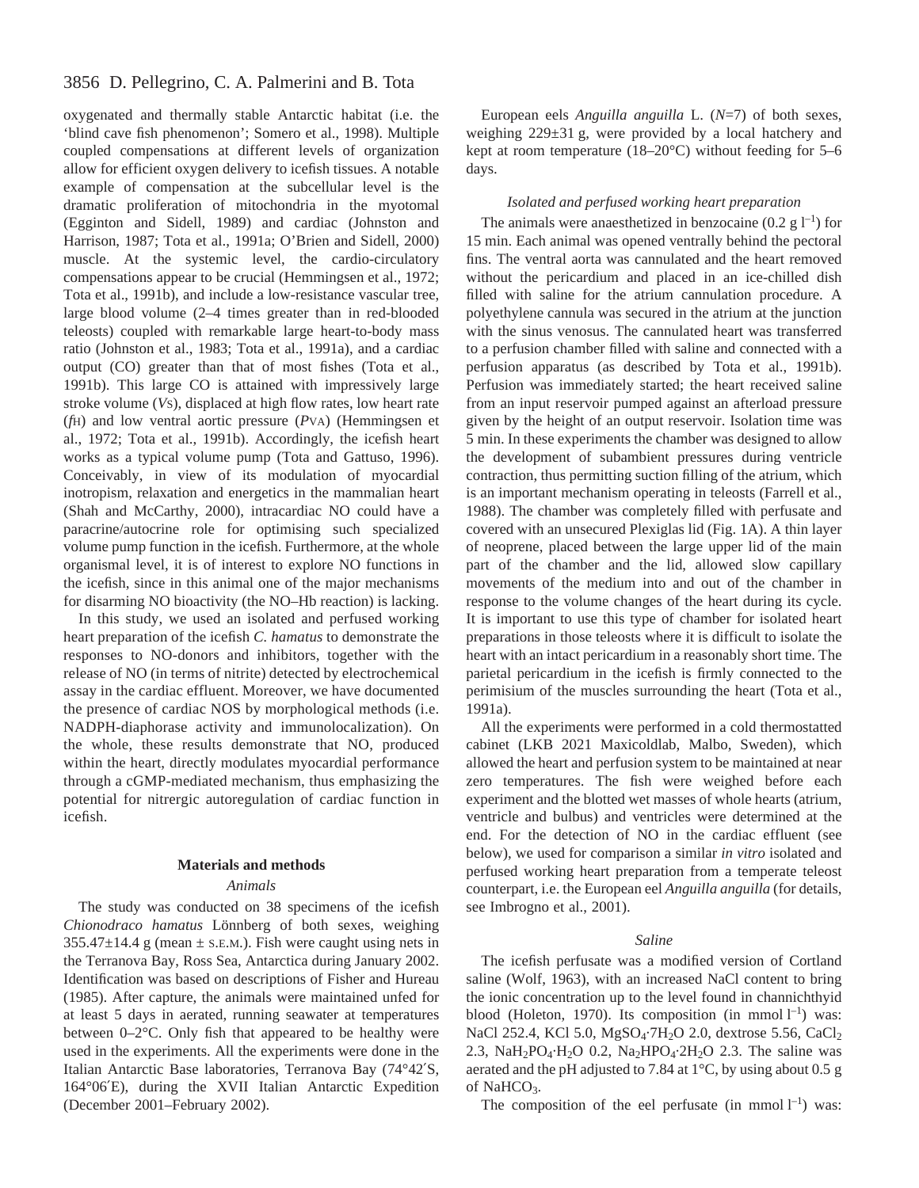oxygenated and thermally stable Antarctic habitat (i.e. the 'blind cave fish phenomenon'; Somero et al., 1998). Multiple coupled compensations at different levels of organization allow for efficient oxygen delivery to icefish tissues. A notable example of compensation at the subcellular level is the dramatic proliferation of mitochondria in the myotomal (Egginton and Sidell, 1989) and cardiac (Johnston and Harrison, 1987; Tota et al., 1991a; O'Brien and Sidell, 2000) muscle. At the systemic level, the cardio-circulatory compensations appear to be crucial (Hemmingsen et al., 1972; Tota et al., 1991b), and include a low-resistance vascular tree, large blood volume (2–4 times greater than in red-blooded teleosts) coupled with remarkable large heart-to-body mass ratio (Johnston et al., 1983; Tota et al., 1991a), and a cardiac output (CO) greater than that of most fishes (Tota et al., 1991b). This large CO is attained with impressively large stroke volume ($V_S$), displaced at high flow rates, low heart rate ($f_H$) and low ventral aortic pressure ($P_{VA}$) (Hemmingsen et al., 1972; Tota et al., 1991b). Accordingly, the icefish heart works as a typical volume pump (Tota and Gattuso, 1996). Conceivably, in view of its modulation of myocardial inotropism, relaxation and energetics in the mammalian heart (Shah and McCarthy, 2000), intracardiac NO could have a paracrine/autocrine role for optimising such specialized volume pump function in the icefish. Furthermore, at the whole organismal level, it is of interest to explore NO functions in the icefish, since in this animal one of the major mechanisms for disarming NO bioactivity (the NO–Hb reaction) is lacking.

In this study, we used an isolated and perfused working heart preparation of the icefish *C. hamatus* to demonstrate the responses to NO-donors and inhibitors, together with the release of NO (in terms of nitrite) detected by electrochemical assay in the cardiac effluent. Moreover, we have documented the presence of cardiac NOS by morphological methods (i.e. NADPH-diaphorase activity and immunolocalization). On the whole, these results demonstrate that NO, produced within the heart, directly modulates myocardial performance through a cGMP-mediated mechanism, thus emphasizing the potential for nitrergic autoregulation of cardiac function in icefish.

## Materials and methods

### Animals

The study was conducted on 38 specimens of the icefish *Chionodraco hamatus* Lönnberg of both sexes, weighing 355.47±14.4 g (mean ± S.E.M.). Fish were caught using nets in the Terranova Bay, Ross Sea, Antarctica during January 2002. Identification was based on descriptions of Fisher and Hureau (1985). After capture, the animals were maintained unfed for at least 5 days in aerated, running seawater at temperatures between 0–2°C. Only fish that appeared to be healthy were used in the experiments. All the experiments were done in the Italian Antarctic Base laboratories, Terranova Bay (74°42′S, 164°06′E), during the XVII Italian Antarctic Expedition (December 2001–February 2002).

European eels *Anguilla anguilla* L. ($N$=7) of both sexes, weighing 229±31 g, were provided by a local hatchery and kept at room temperature (18–20°C) without feeding for 5–6 days.

### Isolated and perfused working heart preparation

The animals were anaesthetized in benzocaine (0.2 g $l^{-1}$) for 15 min. Each animal was opened ventrally behind the pectoral fins. The ventral aorta was cannulated and the heart removed without the pericardium and placed in an ice-chilled dish filled with saline for the atrium cannulation procedure. A polyethylene cannula was secured in the atrium at the junction with the sinus venosus. The cannulated heart was transferred to a perfusion chamber filled with saline and connected with a perfusion apparatus (as described by Tota et al., 1991b). Perfusion was immediately started; the heart received saline from an input reservoir pumped against an afterload pressure given by the height of an output reservoir. Isolation time was 5 min. In these experiments the chamber was designed to allow the development of subambient pressures during ventricle contraction, thus permitting suction filling of the atrium, which is an important mechanism operating in teleosts (Farrell et al., 1988). The chamber was completely filled with perfusate and covered with an unsecured Plexiglas lid (Fig. 1A). A thin layer of neoprene, placed between the large upper lid of the main part of the chamber and the lid, allowed slow capillary movements of the medium into and out of the chamber in response to the volume changes of the heart during its cycle. It is important to use this type of chamber for isolated heart preparations in those teleosts where it is difficult to isolate the heart with an intact pericardium in a reasonably short time. The parietal pericardium in the icefish is firmly connected to the perimisium of the muscles surrounding the heart (Tota et al., 1991a).

All the experiments were performed in a cold thermostatted cabinet (LKB 2021 Maxicoldlab, Malbo, Sweden), which allowed the heart and perfusion system to be maintained at near zero temperatures. The fish were weighed before each experiment and the blotted wet masses of whole hearts (atrium, ventricle and bulbus) and ventricles were determined at the end. For the detection of NO in the cardiac effluent (see below), we used for comparison a similar *in vitro* isolated and perfused working heart preparation from a temperate teleost counterpart, i.e. the European eel *Anguilla anguilla* (for details, see Imbrogno et al., 2001).

### Saline

The icefish perfusate was a modified version of Cortland saline (Wolf, 1963), with an increased NaCl content to bring the ionic concentration up to the level found in channichthyid blood (Holeton, 1970). Its composition (in mmol $l^{-1}$) was: NaCl 252.4, KCl 5.0, $MgSO_4 \cdot 7H_2O$ 2.0, dextrose 5.56, $CaCl_2$ 2.3, $NaH_2PO_4 \cdot H_2O$ 0.2, $Na_2HPO_4 \cdot 2H_2O$ 2.3. The saline was aerated and the pH adjusted to 7.84 at 1°C, by using about 0.5 g of $NaHCO_3$.

The composition of the eel perfusate (in mmol $l^{-1}$) was: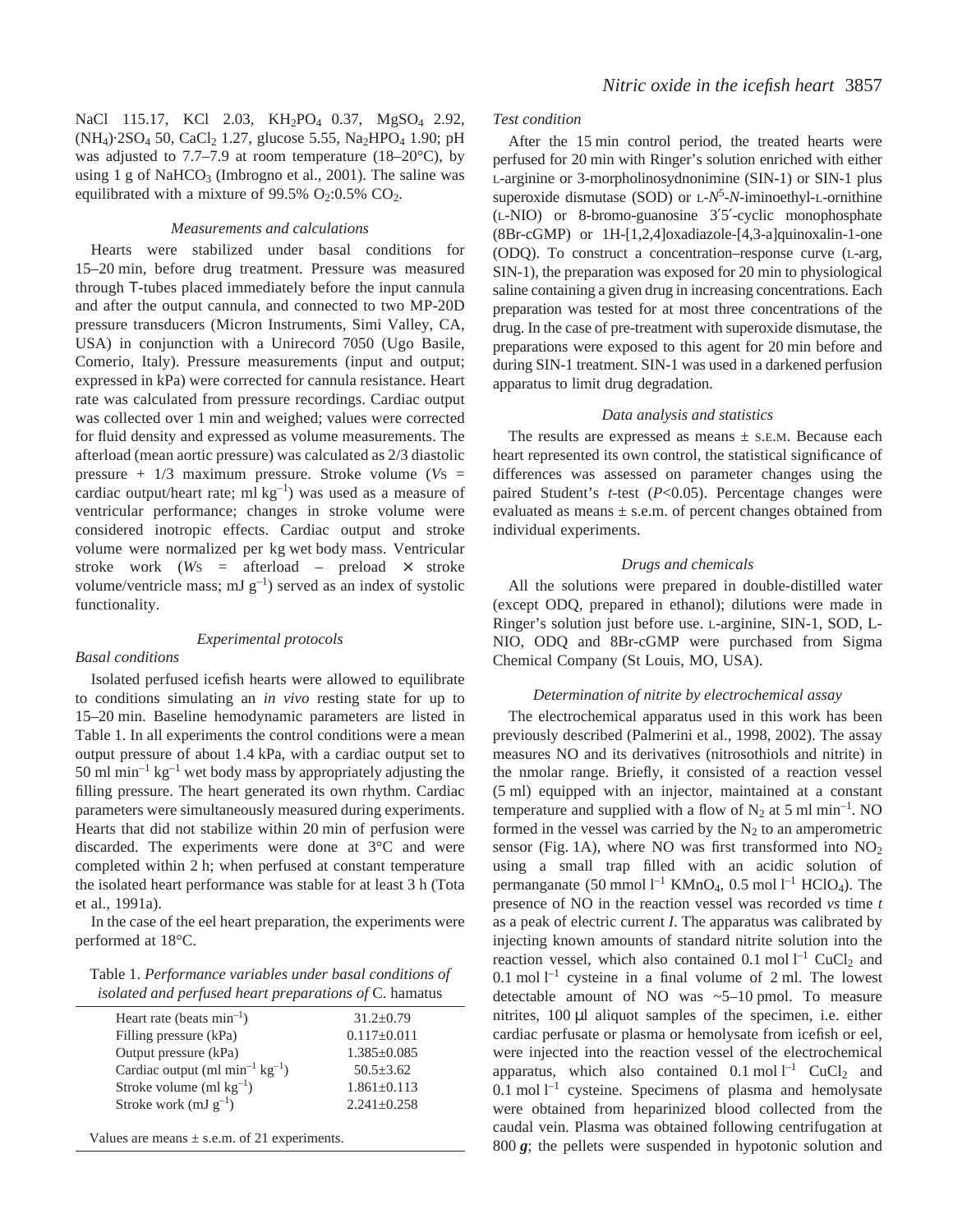NaCl 115.17, KCl 2.03, $KH_2PO_4$ 0.37, $MgSO_4$ 2.92, $(NH_4)\cdot 2SO_4$ 50, $CaCl_2$ 1.27, glucose 5.55, $Na_2HPO_4$ 1.90; pH was adjusted to 7.7–7.9 at room temperature (18–20°C), by using 1 g of $NaHCO_3$ (Imbrogno et al., 2001). The saline was equilibrated with a mixture of 99.5% $O_2$:0.5% $CO_2$.

### *Measurements and calculations*

Hearts were stabilized under basal conditions for 15–20 min, before drug treatment. Pressure was measured through T-tubes placed immediately before the input cannula and after the output cannula, and connected to two MP-20D pressure transducers (Micron Instruments, Simi Valley, CA, USA) in conjunction with a Unirecord 7050 (Ugo Basile, Comerio, Italy). Pressure measurements (input and output; expressed in kPa) were corrected for cannula resistance. Heart rate was calculated from pressure recordings. Cardiac output was collected over 1 min and weighed; values were corrected for fluid density and expressed as volume measurements. The afterload (mean aortic pressure) was calculated as 2/3 diastolic pressure + 1/3 maximum pressure. Stroke volume ($V_S$ = cardiac output/heart rate; ml $kg^{-1}$) was used as a measure of ventricular performance; changes in stroke volume were considered inotropic effects. Cardiac output and stroke volume were normalized per kg wet body mass. Ventricular stroke work ($W_S$ = afterload – preload × stroke volume/ventricle mass; mJ $g^{-1}$) served as an index of systolic functionality.

### *Experimental protocols*

*Basal conditions*

Isolated perfused icefish hearts were allowed to equilibrate to conditions simulating an *in vivo* resting state for up to 15–20 min. Baseline hemodynamic parameters are listed in Table 1. In all experiments the control conditions were a mean output pressure of about 1.4 kPa, with a cardiac output set to 50 ml $min^{-1}$ $kg^{-1}$ wet body mass by appropriately adjusting the filling pressure. The heart generated its own rhythm. Cardiac parameters were simultaneously measured during experiments. Hearts that did not stabilize within 20 min of perfusion were discarded. The experiments were done at 3°C and were completed within 2 h; when perfused at constant temperature the isolated heart performance was stable for at least 3 h (Tota et al., 1991a).

In the case of the eel heart preparation, the experiments were performed at 18°C.

Table 1. *Performance variables under basal conditions of isolated and perfused heart preparations of* C. hamatus

| | |
|---|---|
| Heart rate (beats $min^{-1}$) | 31.2±0.79 |
| Filling pressure (kPa) | 0.117±0.011 |
| Output pressure (kPa) | 1.385±0.085 |
| Cardiac output (ml $min^{-1}$ $kg^{-1}$) | 50.5±3.62 |
| Stroke volume (ml $kg^{-1}$) | 1.861±0.113 |
| Stroke work (mJ $g^{-1}$) | 2.241±0.258 |

Values are means ± s.e.m. of 21 experiments.

*Test condition*

After the 15 min control period, the treated hearts were perfused for 20 min with Ringer's solution enriched with either L-arginine or 3-morpholinosydnonimine (SIN-1) or SIN-1 plus superoxide dismutase (SOD) or L-$N^5$-*N*-iminoethyl-L-ornithine (L-NIO) or 8-bromo-guanosine 3′5′-cyclic monophosphate (8Br-cGMP) or 1H-[1,2,4]oxadiazole-[4,3-a]quinoxalin-1-one (ODQ). To construct a concentration–response curve (L-arg, SIN-1), the preparation was exposed for 20 min to physiological saline containing a given drug in increasing concentrations. Each preparation was tested for at most three concentrations of the drug. In the case of pre-treatment with superoxide dismutase, the preparations were exposed to this agent for 20 min before and during SIN-1 treatment. SIN-1 was used in a darkened perfusion apparatus to limit drug degradation.

### *Data analysis and statistics*

The results are expressed as means ± S.E.M. Because each heart represented its own control, the statistical significance of differences was assessed on parameter changes using the paired Student's *t*-test ($P<0.05$). Percentage changes were evaluated as means ± s.e.m. of percent changes obtained from individual experiments.

### *Drugs and chemicals*

All the solutions were prepared in double-distilled water (except ODQ, prepared in ethanol); dilutions were made in Ringer's solution just before use. L-arginine, SIN-1, SOD, L-NIO, ODQ and 8Br-cGMP were purchased from Sigma Chemical Company (St Louis, MO, USA).

### *Determination of nitrite by electrochemical assay*

The electrochemical apparatus used in this work has been previously described (Palmerini et al., 1998, 2002). The assay measures NO and its derivatives (nitrosothiols and nitrite) in the nmolar range. Briefly, it consisted of a reaction vessel (5 ml) equipped with an injector, maintained at a constant temperature and supplied with a flow of $N_2$ at 5 ml $min^{-1}$. NO formed in the vessel was carried by the $N_2$ to an amperometric sensor (Fig. 1A), where NO was first transformed into $NO_2$ using a small trap filled with an acidic solution of permanganate (50 mmol $l^{-1}$ $KMnO_4$, 0.5 mol $l^{-1}$ $HClO_4$). The presence of NO in the reaction vessel was recorded *vs* time *t* as a peak of electric current *I*. The apparatus was calibrated by injecting known amounts of standard nitrite solution into the reaction vessel, which also contained 0.1 mol $l^{-1}$ $CuCl_2$ and 0.1 mol $l^{-1}$ cysteine in a final volume of 2 ml. The lowest detectable amount of NO was ~5–10 pmol. To measure nitrites, 100 µl aliquot samples of the specimen, i.e. either cardiac perfusate or plasma or hemolysate from icefish or eel, were injected into the reaction vessel of the electrochemical apparatus, which also contained 0.1 mol $l^{-1}$ $CuCl_2$ and 0.1 mol $l^{-1}$ cysteine. Specimens of plasma and hemolysate were obtained from heparinized blood collected from the caudal vein. Plasma was obtained following centrifugation at 800 ***g***; the pellets were suspended in hypotonic solution and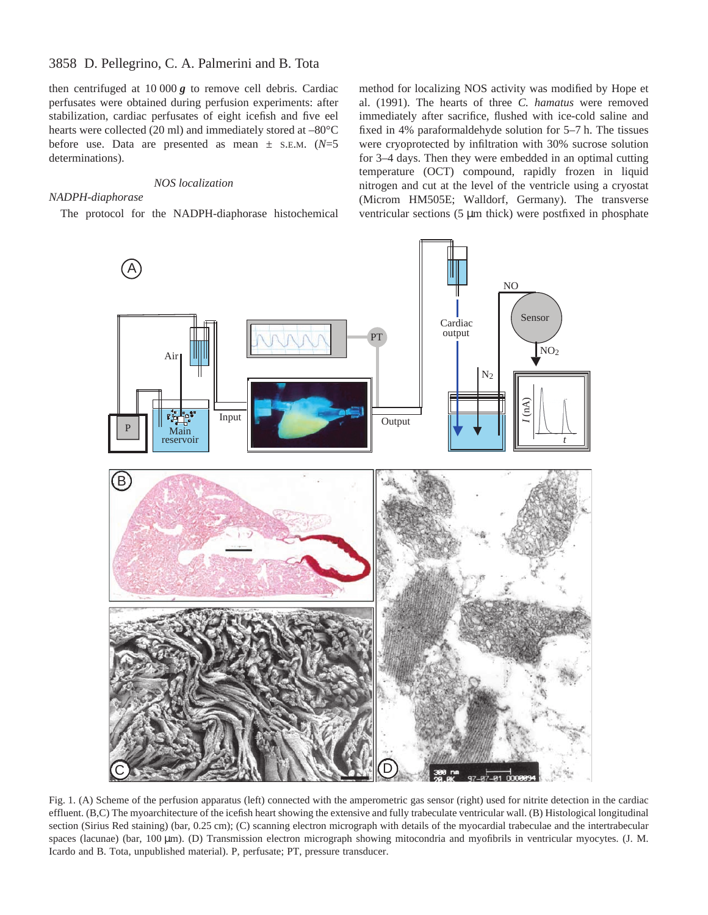then centrifuged at 10 000 ***g*** to remove cell debris. Cardiac perfusates were obtained during perfusion experiments: after stabilization, cardiac perfusates of eight icefish and five eel hearts were collected (20 ml) and immediately stored at –80°C before use. Data are presented as mean ± S.E.M. ($N$=5 determinations).

### NOS localization

#### *NADPH-diaphorase*

The protocol for the NADPH-diaphorase histochemical method for localizing NOS activity was modified by Hope et al. (1991). The hearts of three *C. hamatus* were removed immediately after sacrifice, flushed with ice-cold saline and fixed in 4% paraformaldehyde solution for 5–7 h. The tissues were cryoprotected by infiltration with 30% sucrose solution for 3–4 days. Then they were embedded in an optimal cutting temperature (OCT) compound, rapidly frozen in liquid nitrogen and cut at the level of the ventricle using a cryostat (Microm HM505E; Walldorf, Germany). The transverse ventricular sections (5 µm thick) were postfixed in phosphate

Fig. 1. (A) Scheme of the perfusion apparatus (left) connected with the amperometric gas sensor (right) used for nitrite detection in the cardiac effluent. (B,C) The myoarchitecture of the icefish heart showing the extensive and fully trabeculate ventricular wall. (B) Histological longitudinal section (Sirius Red staining) (bar, 0.25 cm); (C) scanning electron micrograph with details of the myocardial trabeculae and the intertrabecular spaces (lacunae) (bar, 100 µm). (D) Transmission electron micrograph showing mitocondria and myofibrils in ventricular myocytes. (J. M. Icardo and B. Tota, unpublished material). P, perfusate; PT, pressure transducer.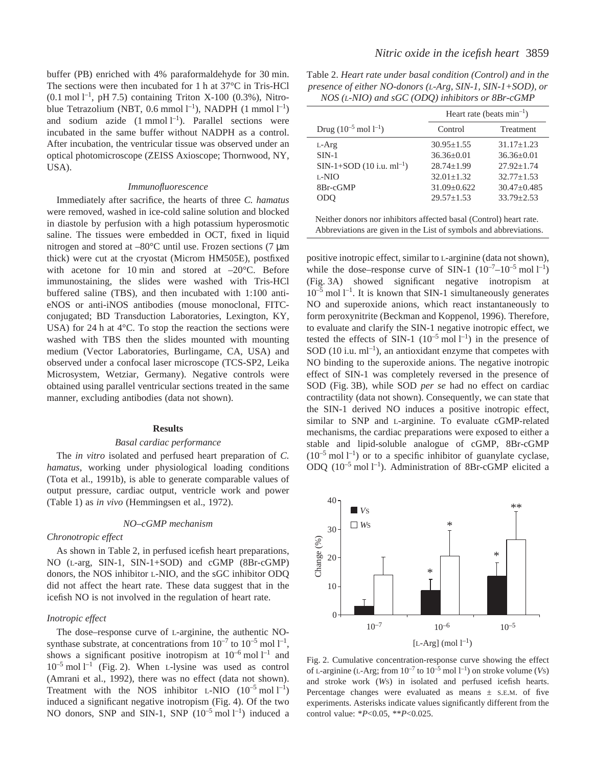buffer (PB) enriched with 4% paraformaldehyde for 30 min. The sections were then incubated for 1 h at 37°C in Tris-HCl ($0.1\ \text{mol l}^{-1}$, pH 7.5) containing Triton X-100 (0.3%), Nitroblue Tetrazolium (NBT, $0.6\ \text{mmol l}^{-1}$), NADPH ($1\ \text{mmol l}^{-1}$) and sodium azide ($1\ \text{mmol l}^{-1}$). Parallel sections were incubated in the same buffer without NADPH as a control. After incubation, the ventricular tissue was observed under an optical photomicroscope (ZEISS Axioscope; Thornwood, NY, USA).

### *Immunofluorescence*

Immediately after sacrifice, the hearts of three *C. hamatus* were removed, washed in ice-cold saline solution and blocked in diastole by perfusion with a high potassium hyperosmotic saline. The tissues were embedded in OCT, fixed in liquid nitrogen and stored at –80°C until use. Frozen sections (7 μm thick) were cut at the cryostat (Microm HM505E), postfixed with acetone for 10 min and stored at –20°C. Before immunostaining, the slides were washed with Tris-HCl buffered saline (TBS), and then incubated with 1:100 anti-eNOS or anti-iNOS antibodies (mouse monoclonal, FITC-conjugated; BD Transduction Laboratories, Lexington, KY, USA) for 24 h at 4°C. To stop the reaction the sections were washed with TBS then the slides mounted with mounting medium (Vector Laboratories, Burlingame, CA, USA) and observed under a confocal laser microscope (TCS-SP2, Leika Microsystem, Wetziar, Germany). Negative controls were obtained using parallel ventricular sections treated in the same manner, excluding antibodies (data not shown).

## Results

### *Basal cardiac performance*

The *in vitro* isolated and perfused heart preparation of *C. hamatus*, working under physiological loading conditions (Tota et al., 1991b), is able to generate comparable values of output pressure, cardiac output, ventricle work and power (Table 1) as *in vivo* (Hemmingsen et al., 1972).

### *NO–cGMP mechanism*

#### *Chronotropic effect*

As shown in Table 2, in perfused icefish heart preparations, NO (L-arg, SIN-1, SIN-1+SOD) and cGMP (8Br-cGMP) donors, the NOS inhibitor L-NIO, and the sGC inhibitor ODQ did not affect the heart rate. These data suggest that in the icefish NO is not involved in the regulation of heart rate.

#### *Inotropic effect*

The dose–response curve of L-arginine, the authentic NO-synthase substrate, at concentrations from $10^{-7}$ to $10^{-5}\ \text{mol l}^{-1}$, shows a significant positive inotropism at $10^{-6}\ \text{mol l}^{-1}$ and $10^{-5}\ \text{mol l}^{-1}$ (Fig. 2). When L-lysine was used as control (Amrani et al., 1992), there was no effect (data not shown). Treatment with the NOS inhibitor L-NIO ($10^{-5}\ \text{mol l}^{-1}$) induced a significant negative inotropism (Fig. 4). Of the two NO donors, SNP and SIN-1, SNP ($10^{-5}\ \text{mol l}^{-1}$) induced a positive inotropic effect, similar to L-arginine (data not shown), while the dose–response curve of SIN-1 ($10^{-7}$–$10^{-5}\ \text{mol l}^{-1}$) (Fig. 3A) showed significant negative inotropism at $10^{-5}\ \text{mol l}^{-1}$. It is known that SIN-1 simultaneously generates NO and superoxide anions, which react instantaneously to form peroxynitrite (Beckman and Koppenol, 1996). Therefore, to evaluate and clarify the SIN-1 negative inotropic effect, we tested the effects of SIN-1 ($10^{-5}\ \text{mol l}^{-1}$) in the presence of SOD ($10\ \text{i.u. ml}^{-1}$), an antioxidant enzyme that competes with NO binding to the superoxide anions. The negative inotropic effect of SIN-1 was completely reversed in the presence of SOD (Fig. 3B), while SOD *per se* had no effect on cardiac contractility (data not shown). Consequently, we can state that the SIN-1 derived NO induces a positive inotropic effect, similar to SNP and L-arginine. To evaluate cGMP-related mechanisms, the cardiac preparations were exposed to either a stable and lipid-soluble analogue of cGMP, 8Br-cGMP ($10^{-5}\ \text{mol l}^{-1}$) or to a specific inhibitor of guanylate cyclase, ODQ ($10^{-5}\ \text{mol l}^{-1}$). Administration of 8Br-cGMP elicited a

Table 2. *Heart rate under basal condition (Control) and in the presence of either NO-donors (L-Arg, SIN-1, SIN-1+SOD), or NOS (L-NIO) and sGC (ODQ) inhibitors or 8Br-cGMP*

| Drug ($10^{-5}\ \text{mol l}^{-1}$) | Heart rate (beats $\text{min}^{-1}$) | |
|---|---|---|
| | Control | Treatment |
| L-Arg | 30.95±1.55 | 31.17±1.23 |
| SIN-1 | 36.36±0.01 | 36.36±0.01 |
| SIN-1+SOD ($10\ \text{i.u. ml}^{-1}$) | 28.74±1.99 | 27.92±1.74 |
| L-NIO | 32.01±1.32 | 32.77±1.53 |
| 8Br-cGMP | 31.09±0.622 | 30.47±0.485 |
| ODQ | 29.57±1.53 | 33.79±2.53 |

Neither donors nor inhibitors affected basal (Control) heart rate. Abbreviations are given in the List of symbols and abbreviations.

Fig. 2. Cumulative concentration-response curve showing the effect of L-arginine (L-Arg; from $10^{-7}$ to $10^{-5}\ \text{mol l}^{-1}$) on stroke volume ($V_S$) and stroke work ($W_S$) in isolated and perfused icefish hearts. Percentage changes were evaluated as means ± S.E.M. of five experiments. Asterisks indicate values significantly different from the control value: \*$P$<0.05, \*\*$P$<0.025.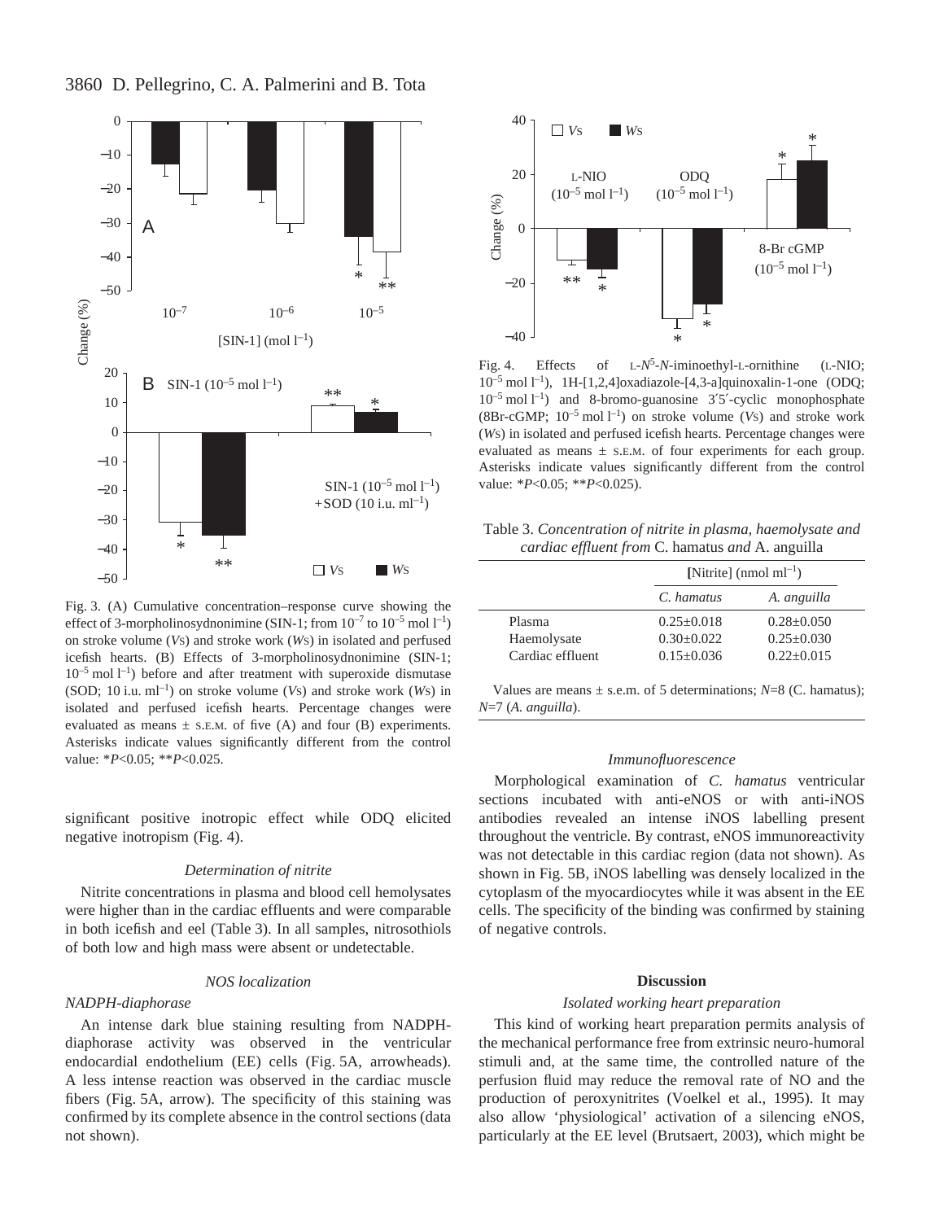Fig. 3. (A) Cumulative concentration–response curve showing the effect of 3-morpholinosydnonimine (SIN-1; from $10^{-7}$ to $10^{-5}$ mol $l^{-1}$) on stroke volume (*V*S) and stroke work (*W*S) in isolated and perfused icefish hearts. (B) Effects of 3-morpholinosydnonimine (SIN-1; $10^{-5}$ mol $l^{-1}$) before and after treatment with superoxide dismutase (SOD; 10 i.u. $ml^{-1}$) on stroke volume (*V*S) and stroke work (*W*S) in isolated and perfused icefish hearts. Percentage changes were evaluated as means ± S.E.M. of five (A) and four (B) experiments. Asterisks indicate values significantly different from the control value: \*$P<0.05$; \*\*$P<0.025$.

Fig. 4. Effects of L-$N^5$-*N*-iminoethyl-L-ornithine (L-NIO; $10^{-5}$ mol $l^{-1}$), 1H-[1,2,4]oxadiazole-[4,3-a]quinoxalin-1-one (ODQ; $10^{-5}$ mol $l^{-1}$) and 8-bromo-guanosine 3′5′-cyclic monophosphate (8Br-cGMP; $10^{-5}$ mol $l^{-1}$) on stroke volume (*V*S) and stroke work (*W*S) in isolated and perfused icefish hearts. Percentage changes were evaluated as means ± S.E.M. of four experiments for each group. Asterisks indicate values significantly different from the control value: \*$P<0.05$; \*\*$P<0.025$).

significant positive inotropic effect while ODQ elicited negative inotropism (Fig. 4).

### *Determination of nitrite*

Nitrite concentrations in plasma and blood cell hemolysates were higher than in the cardiac effluents and were comparable in both icefish and eel (Table 3). In all samples, nitrosothiols of both low and high mass were absent or undetectable.

### *NOS localization*

#### *NADPH-diaphorase*

An intense dark blue staining resulting from NADPH-diaphorase activity was observed in the ventricular endocardial endothelium (EE) cells (Fig. 5A, arrowheads). A less intense reaction was observed in the cardiac muscle fibers (Fig. 5A, arrow). The specificity of this staining was confirmed by its complete absence in the control sections (data not shown).

Table 3. *Concentration of nitrite in plasma, haemolysate and cardiac effluent from* C. hamatus *and* A. anguilla

| | [Nitrite] (nmol $ml^{-1}$) | |
|---|---|---|
| | *C. hamatus* | *A. anguilla* |
| Plasma | 0.25±0.018 | 0.28±0.050 |
| Haemolysate | 0.30±0.022 | 0.25±0.030 |
| Cardiac effluent | 0.15±0.036 | 0.22±0.015 |

Values are means ± s.e.m. of 5 determinations; *N*=8 (C. hamatus); *N*=7 (*A. anguilla*).

#### *Immunofluorescence*

Morphological examination of *C. hamatus* ventricular sections incubated with anti-eNOS or with anti-iNOS antibodies revealed an intense iNOS labelling present throughout the ventricle. By contrast, eNOS immunoreactivity was not detectable in this cardiac region (data not shown). As shown in Fig. 5B, iNOS labelling was densely localized in the cytoplasm of the myocardiocytes while it was absent in the EE cells. The specificity of the binding was confirmed by staining of negative controls.

## Discussion

### *Isolated working heart preparation*

This kind of working heart preparation permits analysis of the mechanical performance free from extrinsic neuro-humoral stimuli and, at the same time, the controlled nature of the perfusion fluid may reduce the removal rate of NO and the production of peroxynitrites (Voelkel et al., 1995). It may also allow 'physiological' activation of a silencing eNOS, particularly at the EE level (Brutsaert, 2003), which might be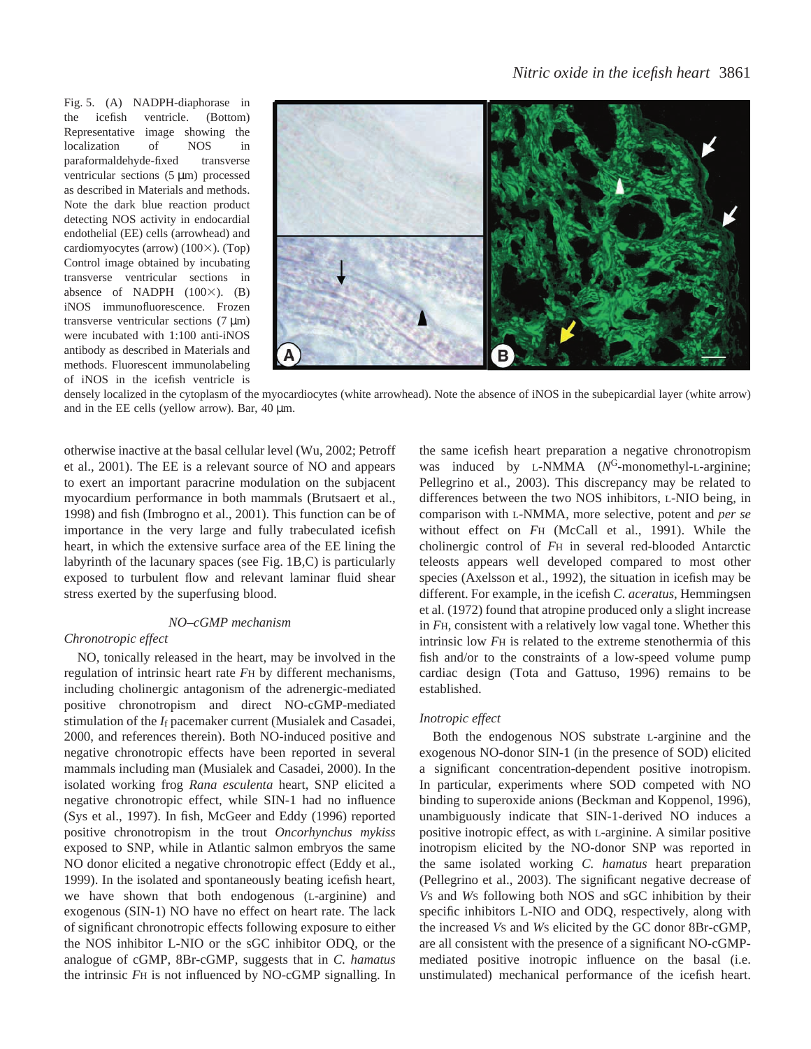Fig. 5. (A) NADPH-diaphorase in the icefish ventricle. (Bottom) Representative image showing the localization of NOS in paraformaldehyde-fixed transverse ventricular sections (5 µm) processed as described in Materials and methods. Note the dark blue reaction product detecting NOS activity in endocardial endothelial (EE) cells (arrowhead) and cardiomyocytes (arrow) (100×). (Top) Control image obtained by incubating transverse ventricular sections in absence of NADPH (100×). (B) iNOS immunofluorescence. Frozen transverse ventricular sections (7 µm) were incubated with 1:100 anti-iNOS antibody as described in Materials and methods. Fluorescent immunolabeling of iNOS in the icefish ventricle is densely localized in the cytoplasm of the myocardiocytes (white arrowhead). Note the absence of iNOS in the subepicardial layer (white arrow) and in the EE cells (yellow arrow). Bar, 40 µm.

otherwise inactive at the basal cellular level (Wu, 2002; Petroff et al., 2001). The EE is a relevant source of NO and appears to exert an important paracrine modulation on the subjacent myocardium performance in both mammals (Brutsaert et al., 1998) and fish (Imbrogno et al., 2001). This function can be of importance in the very large and fully trabeculated icefish heart, in which the extensive surface area of the EE lining the labyrinth of the lacunary spaces (see Fig. 1B,C) is particularly exposed to turbulent flow and relevant laminar fluid shear stress exerted by the superfusing blood.

### NO–cGMP mechanism

#### *Chronotropic effect*

NO, tonically released in the heart, may be involved in the regulation of intrinsic heart rate $F_H$ by different mechanisms, including cholinergic antagonism of the adrenergic-mediated positive chronotropism and direct NO-cGMP-mediated stimulation of the $I_f$ pacemaker current (Musialek and Casadei, 2000, and references therein). Both NO-induced positive and negative chronotropic effects have been reported in several mammals including man (Musialek and Casadei, 2000). In the isolated working frog *Rana esculenta* heart, SNP elicited a negative chronotropic effect, while SIN-1 had no influence (Sys et al., 1997). In fish, McGeer and Eddy (1996) reported positive chronotropism in the trout *Oncorhynchus mykiss* exposed to SNP, while in Atlantic salmon embryos the same NO donor elicited a negative chronotropic effect (Eddy et al., 1999). In the isolated and spontaneously beating icefish heart, we have shown that both endogenous (L-arginine) and exogenous (SIN-1) NO have no effect on heart rate. The lack of significant chronotropic effects following exposure to either the NOS inhibitor L-NIO or the sGC inhibitor ODQ, or the analogue of cGMP, 8Br-cGMP, suggests that in *C. hamatus* the intrinsic $F_H$ is not influenced by NO-cGMP signalling. In the same icefish heart preparation a negative chronotropism was induced by L-NMMA ($N^G$-monomethyl-L-arginine; Pellegrino et al., 2003). This discrepancy may be related to differences between the two NOS inhibitors, L-NIO being, in comparison with L-NMMA, more selective, potent and *per se* without effect on $F_H$ (McCall et al., 1991). While the cholinergic control of $F_H$ in several red-blooded Antarctic teleosts appears well developed compared to most other species (Axelsson et al., 1992), the situation in icefish may be different. For example, in the icefish *C. aceratus*, Hemmingsen et al. (1972) found that atropine produced only a slight increase in $F_H$, consistent with a relatively low vagal tone. Whether this intrinsic low $F_H$ is related to the extreme stenothermia of this fish and/or to the constraints of a low-speed volume pump cardiac design (Tota and Gattuso, 1996) remains to be established.

#### *Inotropic effect*

Both the endogenous NOS substrate L-arginine and the exogenous NO-donor SIN-1 (in the presence of SOD) elicited a significant concentration-dependent positive inotropism. In particular, experiments where SOD competed with NO binding to superoxide anions (Beckman and Koppenol, 1996), unambiguously indicate that SIN-1-derived NO induces a positive inotropic effect, as with L-arginine. A similar positive inotropism elicited by the NO-donor SNP was reported in the same isolated working *C. hamatus* heart preparation (Pellegrino et al., 2003). The significant negative decrease of $V_S$ and $W_S$ following both NOS and sGC inhibition by their specific inhibitors L-NIO and ODQ, respectively, along with the increased $V_S$ and $W_S$ elicited by the GC donor 8Br-cGMP, are all consistent with the presence of a significant NO-cGMP-mediated positive inotropic influence on the basal (i.e. unstimulated) mechanical performance of the icefish heart.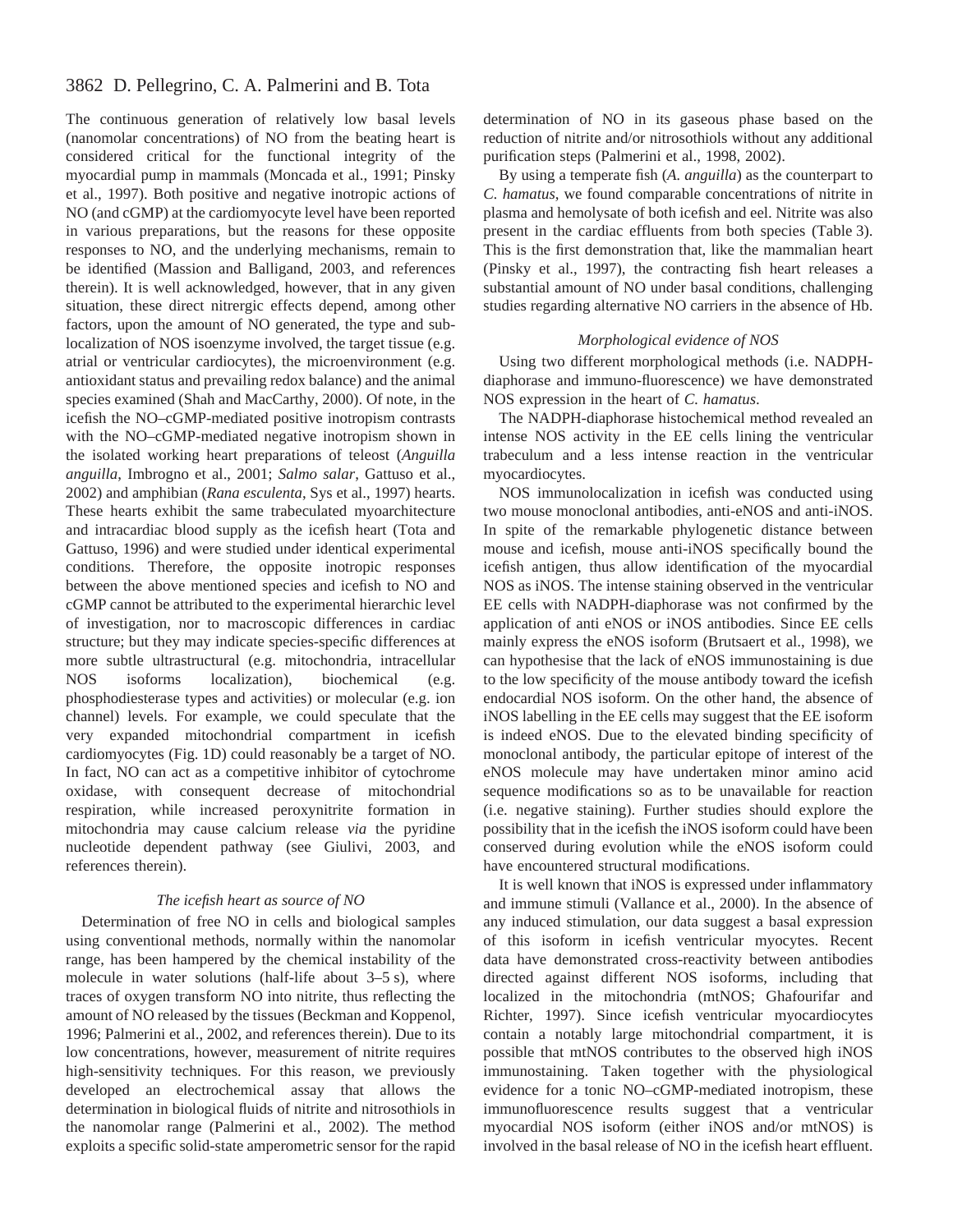The continuous generation of relatively low basal levels (nanomolar concentrations) of NO from the beating heart is considered critical for the functional integrity of the myocardial pump in mammals (Moncada et al., 1991; Pinsky et al., 1997). Both positive and negative inotropic actions of NO (and cGMP) at the cardiomyocyte level have been reported in various preparations, but the reasons for these opposite responses to NO, and the underlying mechanisms, remain to be identified (Massion and Balligand, 2003, and references therein). It is well acknowledged, however, that in any given situation, these direct nitrergic effects depend, among other factors, upon the amount of NO generated, the type and sub-localization of NOS isoenzyme involved, the target tissue (e.g. atrial or ventricular cardiocytes), the microenvironment (e.g. antioxidant status and prevailing redox balance) and the animal species examined (Shah and MacCarthy, 2000). Of note, in the icefish the NO–cGMP-mediated positive inotropism contrasts with the NO–cGMP-mediated negative inotropism shown in the isolated working heart preparations of teleost (*Anguilla anguilla*, Imbrogno et al., 2001; *Salmo salar*, Gattuso et al., 2002) and amphibian (*Rana esculenta*, Sys et al., 1997) hearts. These hearts exhibit the same trabeculated myoarchitecture and intracardiac blood supply as the icefish heart (Tota and Gattuso, 1996) and were studied under identical experimental conditions. Therefore, the opposite inotropic responses between the above mentioned species and icefish to NO and cGMP cannot be attributed to the experimental hierarchic level of investigation, nor to macroscopic differences in cardiac structure; but they may indicate species-specific differences at more subtle ultrastructural (e.g. mitochondria, intracellular NOS isoforms localization), biochemical (e.g. phosphodiesterase types and activities) or molecular (e.g. ion channel) levels. For example, we could speculate that the very expanded mitochondrial compartment in icefish cardiomyocytes (Fig. 1D) could reasonably be a target of NO. In fact, NO can act as a competitive inhibitor of cytochrome oxidase, with consequent decrease of mitochondrial respiration, while increased peroxynitrite formation in mitochondria may cause calcium release *via* the pyridine nucleotide dependent pathway (see Giulivi, 2003, and references therein).

### *The icefish heart as source of NO*

Determination of free NO in cells and biological samples using conventional methods, normally within the nanomolar range, has been hampered by the chemical instability of the molecule in water solutions (half-life about 3–5 s), where traces of oxygen transform NO into nitrite, thus reflecting the amount of NO released by the tissues (Beckman and Koppenol, 1996; Palmerini et al., 2002, and references therein). Due to its low concentrations, however, measurement of nitrite requires high-sensitivity techniques. For this reason, we previously developed an electrochemical assay that allows the determination in biological fluids of nitrite and nitrosothiols in the nanomolar range (Palmerini et al., 2002). The method exploits a specific solid-state amperometric sensor for the rapid determination of NO in its gaseous phase based on the reduction of nitrite and/or nitrosothiols without any additional purification steps (Palmerini et al., 1998, 2002).

By using a temperate fish (*A. anguilla*) as the counterpart to *C. hamatus*, we found comparable concentrations of nitrite in plasma and hemolysate of both icefish and eel. Nitrite was also present in the cardiac effluents from both species (Table 3). This is the first demonstration that, like the mammalian heart (Pinsky et al., 1997), the contracting fish heart releases a substantial amount of NO under basal conditions, challenging studies regarding alternative NO carriers in the absence of Hb.

### *Morphological evidence of NOS*

Using two different morphological methods (i.e. NADPH-diaphorase and immuno-fluorescence) we have demonstrated NOS expression in the heart of *C. hamatus*.

The NADPH-diaphorase histochemical method revealed an intense NOS activity in the EE cells lining the ventricular trabeculum and a less intense reaction in the ventricular myocardiocytes.

NOS immunolocalization in icefish was conducted using two mouse monoclonal antibodies, anti-eNOS and anti-iNOS. In spite of the remarkable phylogenetic distance between mouse and icefish, mouse anti-iNOS specifically bound the icefish antigen, thus allow identification of the myocardial NOS as iNOS. The intense staining observed in the ventricular EE cells with NADPH-diaphorase was not confirmed by the application of anti eNOS or iNOS antibodies. Since EE cells mainly express the eNOS isoform (Brutsaert et al., 1998), we can hypothesise that the lack of eNOS immunostaining is due to the low specificity of the mouse antibody toward the icefish endocardial NOS isoform. On the other hand, the absence of iNOS labelling in the EE cells may suggest that the EE isoform is indeed eNOS. Due to the elevated binding specificity of monoclonal antibody, the particular epitope of interest of the eNOS molecule may have undertaken minor amino acid sequence modifications so as to be unavailable for reaction (i.e. negative staining). Further studies should explore the possibility that in the icefish the iNOS isoform could have been conserved during evolution while the eNOS isoform could have encountered structural modifications.

It is well known that iNOS is expressed under inflammatory and immune stimuli (Vallance et al., 2000). In the absence of any induced stimulation, our data suggest a basal expression of this isoform in icefish ventricular myocytes. Recent data have demonstrated cross-reactivity between antibodies directed against different NOS isoforms, including that localized in the mitochondria (mtNOS; Ghafourifar and Richter, 1997). Since icefish ventricular myocardiocytes contain a notably large mitochondrial compartment, it is possible that mtNOS contributes to the observed high iNOS immunostaining. Taken together with the physiological evidence for a tonic NO–cGMP-mediated inotropism, these immunofluorescence results suggest that a ventricular myocardial NOS isoform (either iNOS and/or mtNOS) is involved in the basal release of NO in the icefish heart effluent.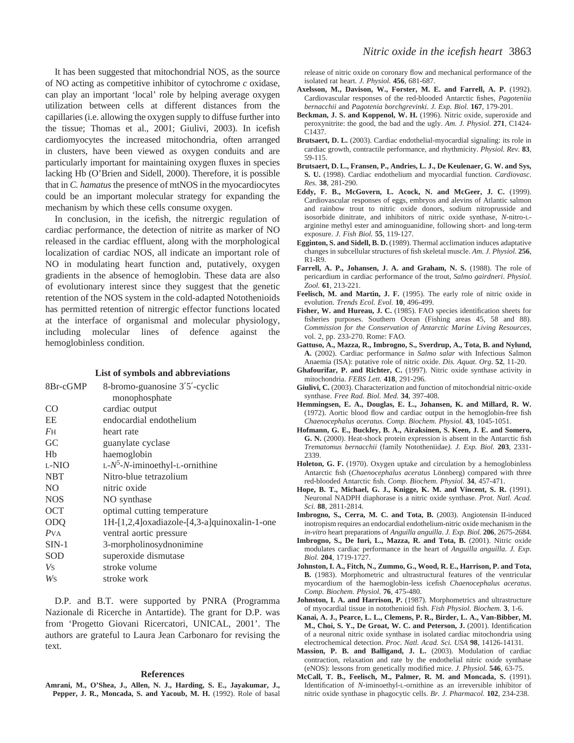It has been suggested that mitochondrial NOS, as the source of NO acting as competitive inhibitor of cytochrome *c* oxidase, can play an important 'local' role by helping average oxygen utilization between cells at different distances from the capillaries (i.e. allowing the oxygen supply to diffuse further into the tissue; Thomas et al., 2001; Giulivi, 2003). In icefish cardiomyocytes the increased mitochondria, often arranged in clusters, have been viewed as oxygen conduits and are particularly important for maintaining oxygen fluxes in species lacking Hb (O'Brien and Sidell, 2000). Therefore, it is possible that in *C. hamatus* the presence of mtNOS in the myocardiocytes could be an important molecular strategy for expanding the mechanism by which these cells consume oxygen.

In conclusion, in the icefish, the nitrergic regulation of cardiac performance, the detection of nitrite as marker of NO released in the cardiac effluent, along with the morphological localization of cardiac NOS, all indicate an important role of NO in modulating heart function and, putatively, oxygen gradients in the absence of hemoglobin. These data are also of evolutionary interest since they suggest that the genetic retention of the NOS system in the cold-adapted Notothenioids has permitted retention of nitrergic effector functions located at the interface of organismal and molecular physiology, including molecular lines of defence against the hemoglobinless condition.

## List of symbols and abbreviations

| | |
|---|---|
| 8Br-cGMP | 8-bromo-guanosine 3′5′-cyclic monophosphate |
| CO | cardiac output |
| EE | endocardial endothelium |
| $F_H$ | heart rate |
| GC | guanylate cyclase |
| Hb | haemoglobin |
| L-NIO | L-$N^5$-*N*-iminoethyl-L-ornithine |
| NBT | Nitro-blue tetrazolium |
| NO | nitric oxide |
| NOS | NO synthase |
| OCT | optimal cutting temperature |
| ODQ | 1H-[1,2,4]oxadiazole-[4,3-a]quinoxalin-1-one |
| $P_{VA}$ | ventral aortic pressure |
| SIN-1 | 3-morpholinosydnonimine |
| SOD | superoxide dismutase |
| $V_S$ | stroke volume |
| $W_S$ | stroke work |

D.P. and B.T. were supported by PNRA (Programma Nazionale di Ricerche in Antartide). The grant for D.P. was from 'Progetto Giovani Ricercatori, UNICAL, 2001'. The authors are grateful to Laura Jean Carbonaro for revising the text.

## References

**Amrani, M., O'Shea, J., Allen, N. J., Harding, S. E., Jayakumar, J., Pepper, J. R., Moncada, S. and Yacoub, M. H.** (1992). Role of basal release of nitric oxide on coronary flow and mechanical performance of the isolated rat heart. *J. Physiol.* **456**, 681-687.

**Axelsson, M., Davison, W., Forster, M. E. and Farrell, A. P.** (1992). Cardiovascular responses of the red-blooded Antarctic fishes, *Pagoteniia bernacchii* and *Pagotenia borchgrevinki*. *J. Exp. Biol.* **167**, 179-201.

**Beckman, J. S. and Koppenol, W. H.** (1996). Nitric oxide, superoxide and peroxynitrite: the good, the bad and the ugly. *Am. J. Physiol.* **271**, C1424-C1437.

**Brutsaert, D. L.** (2003). Cardiac endothelial-myocardial signaling: its role in cardiac growth, contractile performance, and rhythmicity. *Physiol. Rev.* **83**, 59-115.

**Brutsaert, D. L., Fransen, P., Andries, L. J., De Keulenaer, G. W. and Sys, S. U.** (1998). Cardiac endothelium and myocardial function. *Cardiovasc. Res.* **38**, 281-290.

**Eddy, F. B., McGovern, L. Acock, N. and McGeer, J. C.** (1999). Cardiovascular responses of eggs, embryos and alevins of Atlantic salmon and rainbow trout to nitric oxide donors, sodium nitroprusside and isosorbide dinitrate, and inhibitors of nitric oxide synthase, *N*-nitro-L-arginine methyl ester and aminoguanidine, following short- and long-term exposure. *J. Fish Biol.* **55**, 119-127.

**Egginton, S. and Sidell, B. D.** (1989). Thermal acclimation induces adaptative changes in subcellular structures of fish skeletal muscle. *Am. J. Physiol.* **256**, R1-R9.

**Farrell, A. P., Johansen, J. A. and Graham, M. S.** (1988). The role of pericardium in cardiac performance of the trout, *Salmo gairdneri*. *Physiol. Zool.* **61**, 213-221.

**Feelisch, M. and Martin, J. F.** (1995). The early role of nitric oxide in evolution. *Trends Ecol. Evol.* **10**, 496-499.

**Fisher, W. and Hureau, J. C.** (1985). FAO species identification sheets for fisheries purposes. Southern Ocean (Fishing areas 45, 58 and 88). *Commission for the Conservation of Antarctic Marine Living Resources*, vol. 2, pp. 233-270. Rome: FAO.

**Gattuso, A., Mazza, R., Imbrogno, S., Sverdrup, A., Tota, B. and Nylund, A.** (2002). Cardiac performance in *Salmo salar* with Infectious Salmon Anaemia (ISA): putative role of nitric oxide. *Dis. Aquat. Org.* **52**, 11-20.

**Ghafourifar, P. and Richter, C.** (1997). Nitric oxide synthase activity in mitochondria. *FEBS Lett.* **418**, 291-296.

**Giulivi, C.** (2003). Characterization and function of mitochondrial nitric-oxide synthase. *Free Rad. Biol. Med.* **34**, 397-408.

**Hemmingsen, E. A., Douglas, E. L., Johansen, K. and Millard, R. W.** (1972). Aortic blood flow and cardiac output in the hemoglobin-free fish *Chaenocephalus aceratus*. *Comp. Biochem. Physiol.* **43**, 1045-1051.

**Hofmann, G. E., Buckley, B. A., Airaksinen, S. Keen, J. E. and Somero, G. N.** (2000). Heat-shock protein expression is absent in the Antarctic fish *Trematomus bernacchii* (family Nototheniidae*). J. Exp. Biol.* **203**, 2331-2339.

**Holeton, G. F.** (1970). Oxygen uptake and circulation by a hemoglobinless Antarctic fish (*Chaenocephalus aceratus* Lönnberg) compared with three red-blooded Antarctic fish. *Comp. Biochem. Physiol.* **34**, 457-471.

**Hope, B. T., Michael, G. J., Knigge, K. M. and Vincent, S. R.** (1991). Neuronal NADPH diaphorase is a nitric oxide synthase. *Prot. Natl. Acad. Sci.* **88**, 2811-2814.

**Imbrogno, S., Cerra, M. C. and Tota, B.** (2003). Angiotensin II-induced inotropism requires an endocardial endothelium-nitric oxide mechanism in the *in-vitro* heart preparations of *Anguilla anguilla*. *J. Exp. Biol.* **206**, 2675-2684.

**Imbrogno, S., De Iuri, L., Mazza, R. and Tota, B.** (2001). Nitric oxide modulates cardiac performance in the heart of *Anguilla anguilla*. *J. Exp. Biol.* **204**, 1719-1727.

**Johnston, I. A., Fitch, N., Zummo, G., Wood, R. E., Harrison, P. and Tota, B.** (1983). Morphometric and ultrastructural features of the ventricular myocardium of the haemoglobin-less icefish *Chaenocephalus aceratus*. *Comp. Biochem. Physiol.* **76**, 475-480.

**Johnston, I. A. and Harrison, P.** (1987). Morphometrics and ultrastructure of myocardial tissue in notothenioid fish. *Fish Physiol. Biochem.* **3**, 1-6.

**Kanai, A. J., Pearce, L. L., Clemens, P. R., Birder, L. A., Van-Bibber, M. M., Choi, S. Y., De Groat, W. C. and Peterson, J.** (2001). Identification of a neuronal nitric oxide synthase in isolated cardiac mitochondria using electrochemical detection. *Proc. Natl. Acad. Sci. USA* **98**, 14126-14131.

**Massion, P. B. and Balligand, J. L.** (2003). Modulation of cardiac contraction, relaxation and rate by the endothelial nitric oxide synthase (eNOS): lessons from genetically modified mice. *J. Physiol.* **546**, 63-75.

**McCall, T. B., Feelisch, M., Palmer, R. M. and Moncada, S.** (1991). Identification of *N*-iminoethyl-L-ornithine as an irreversible inhibitor of nitric oxide synthase in phagocytic cells. *Br. J. Pharmacol.* **102**, 234-238.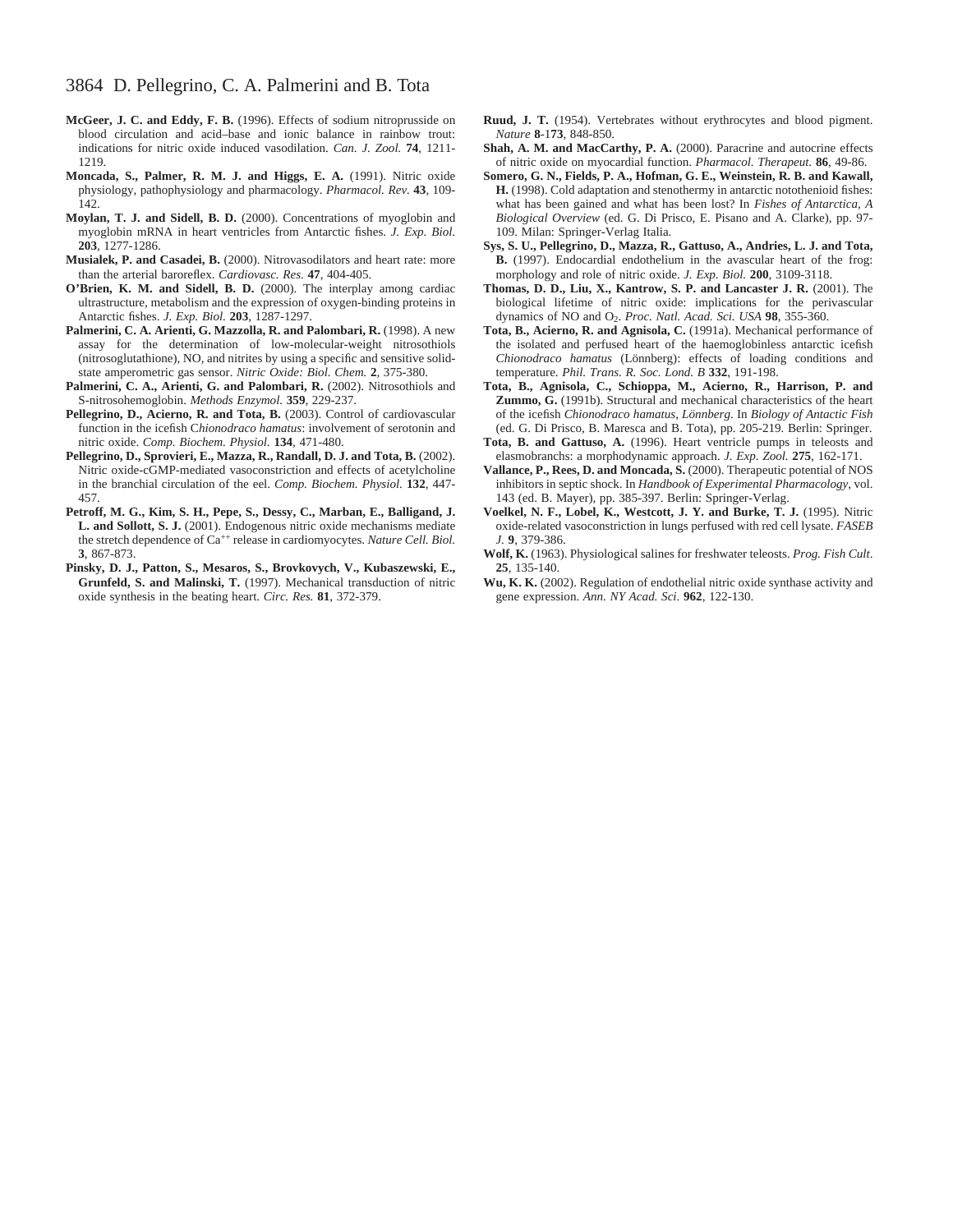**McGeer, J. C. and Eddy, F. B.** (1996). Effects of sodium nitroprusside on blood circulation and acid–base and ionic balance in rainbow trout: indications for nitric oxide induced vasodilation. *Can. J. Zool.* **74**, 1211-1219.

**Moncada, S., Palmer, R. M. J. and Higgs, E. A.** (1991). Nitric oxide physiology, pathophysiology and pharmacology. *Pharmacol. Rev.* **43**, 109-142.

**Moylan, T. J. and Sidell, B. D.** (2000). Concentrations of myoglobin and myoglobin mRNA in heart ventricles from Antarctic fishes. *J. Exp. Biol.* **203**, 1277-1286.

**Musialek, P. and Casadei, B.** (2000). Nitrovasodilators and heart rate: more than the arterial baroreflex. *Cardiovasc. Res.* **47**, 404-405.

**O'Brien, K. M. and Sidell, B. D.** (2000). The interplay among cardiac ultrastructure, metabolism and the expression of oxygen-binding proteins in Antarctic fishes. *J. Exp. Biol.* **203**, 1287-1297.

**Palmerini, C. A. Arienti, G. Mazzolla, R. and Palombari, R.** (1998). A new assay for the determination of low-molecular-weight nitrosothiols (nitrosoglutathione), NO, and nitrites by using a specific and sensitive solid-state amperometric gas sensor. *Nitric Oxide: Biol. Chem.* **2**, 375-380.

**Palmerini, C. A., Arienti, G. and Palombari, R.** (2002). Nitrosothiols and S-nitrosohemoglobin. *Methods Enzymol.* **359**, 229-237.

**Pellegrino, D., Acierno, R. and Tota, B.** (2003). Control of cardiovascular function in the icefish *Chionodraco hamatus*: involvement of serotonin and nitric oxide. *Comp. Biochem. Physiol.* **134**, 471-480.

**Pellegrino, D., Sprovieri, E., Mazza, R., Randall, D. J. and Tota, B.** (2002). Nitric oxide-cGMP-mediated vasoconstriction and effects of acetylcholine in the branchial circulation of the eel. *Comp. Biochem. Physiol.* **132**, 447-457.

**Petroff, M. G., Kim, S. H., Pepe, S., Dessy, C., Marban, E., Balligand, J. L. and Sollott, S. J.** (2001). Endogenous nitric oxide mechanisms mediate the stretch dependence of $Ca^{++}$ release in cardiomyocytes. *Nature Cell. Biol.* **3**, 867-873.

**Pinsky, D. J., Patton, S., Mesaros, S., Brovkovych, V., Kubaszewski, E., Grunfeld, S. and Malinski, T.** (1997). Mechanical transduction of nitric oxide synthesis in the beating heart. *Circ. Res.* **81**, 372-379.

**Ruud, J. T.** (1954). Vertebrates without erythrocytes and blood pigment. *Nature* **8**-1**73**, 848-850.

**Shah, A. M. and MacCarthy, P. A.** (2000). Paracrine and autocrine effects of nitric oxide on myocardial function. *Pharmacol. Therapeut.* **86**, 49-86.

**Somero, G. N., Fields, P. A., Hofman, G. E., Weinstein, R. B. and Kawall, H.** (1998). Cold adaptation and stenothermy in antarctic notothenioid fishes: what has been gained and what has been lost? In *Fishes of Antarctica, A Biological Overview* (ed. G. Di Prisco, E. Pisano and A. Clarke), pp. 97-109. Milan: Springer-Verlag Italia.

**Sys, S. U., Pellegrino, D., Mazza, R., Gattuso, A., Andries, L. J. and Tota, B.** (1997). Endocardial endothelium in the avascular heart of the frog: morphology and role of nitric oxide. *J. Exp. Biol.* **200**, 3109-3118.

**Thomas, D. D., Liu, X., Kantrow, S. P. and Lancaster J. R.** (2001). The biological lifetime of nitric oxide: implications for the perivascular dynamics of NO and $O_2$. *Proc. Natl. Acad. Sci. USA* **98**, 355-360.

**Tota, B., Acierno, R. and Agnisola, C.** (1991a). Mechanical performance of the isolated and perfused heart of the haemoglobinless antarctic icefish *Chionodraco hamatus* (Lönnberg): effects of loading conditions and temperature. *Phil. Trans. R. Soc. Lond. B* **332**, 191-198.

**Tota, B., Agnisola, C., Schioppa, M., Acierno, R., Harrison, P. and Zummo, G.** (1991b). Structural and mechanical characteristics of the heart of the icefish *Chionodraco hamatus*, *Lönnberg*. In *Biology of Antactic Fish* (ed. G. Di Prisco, B. Maresca and B. Tota), pp. 205-219. Berlin: Springer.

**Tota, B. and Gattuso, A.** (1996). Heart ventricle pumps in teleosts and elasmobranchs: a morphodynamic approach. *J. Exp. Zool.* **275**, 162-171.

**Vallance, P., Rees, D. and Moncada, S.** (2000). Therapeutic potential of NOS inhibitors in septic shock. In *Handbook of Experimental Pharmacology*, vol. 143 (ed. B. Mayer), pp. 385-397. Berlin: Springer-Verlag.

**Voelkel, N. F., Lobel, K., Westcott, J. Y. and Burke, T. J.** (1995). Nitric oxide-related vasoconstriction in lungs perfused with red cell lysate. *FASEB J.* **9**, 379-386.

**Wolf, K.** (1963). Physiological salines for freshwater teleosts. *Prog. Fish Cult*. **25**, 135-140.

**Wu, K. K.** (2002). Regulation of endothelial nitric oxide synthase activity and gene expression. *Ann. NY Acad. Sci*. **962**, 122-130.